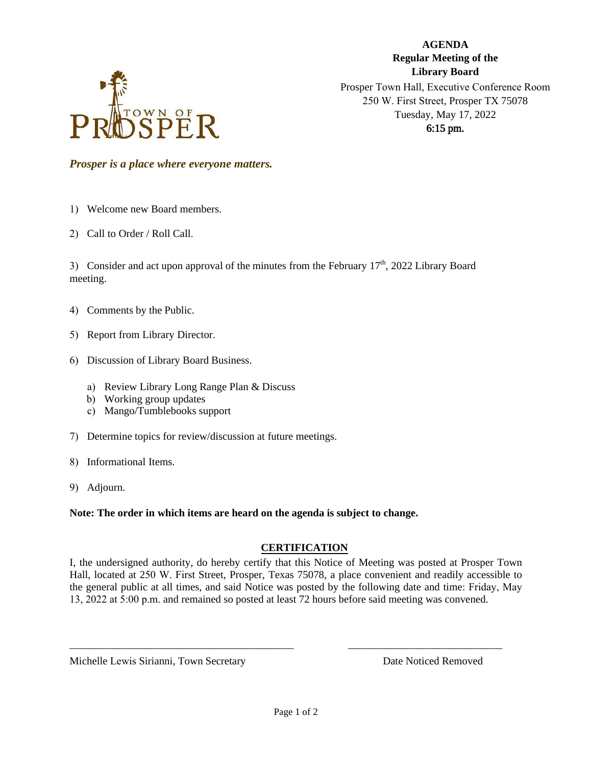TOWN OF PROSPER

**AGENDA**
**Regular Meeting of the**
**Library Board**
Prosper Town Hall, Executive Conference Room
250 W. First Street, Prosper TX 75078
Tuesday, May 17, 2022
6:15 pm.

***Prosper is a place where everyone matters.***

1) Welcome new Board members.

2) Call to Order / Roll Call.

3) Consider and act upon approval of the minutes from the February 17th, 2022 Library Board meeting.

4) Comments by the Public.

5) Report from Library Director.

6) Discussion of Library Board Business.

   a) Review Library Long Range Plan & Discuss
   b) Working group updates
   c) Mango/Tumblebooks support

7) Determine topics for review/discussion at future meetings.

8) Informational Items.

9) Adjourn.

**Note: The order in which items are heard on the agenda is subject to change.**

## CERTIFICATION

I, the undersigned authority, do hereby certify that this Notice of Meeting was posted at Prosper Town Hall, located at 250 W. First Street, Prosper, Texas 75078, a place convenient and readily accessible to the general public at all times, and said Notice was posted by the following date and time: Friday, May 13, 2022 at 5:00 p.m. and remained so posted at least 72 hours before said meeting was convened.

\_\_\_\_\_\_\_\_\_\_\_\_\_\_\_\_\_\_\_\_\_\_\_\_\_\_\_\_\_\_\_\_\_\_\_\_\_\_\_\_\_\_ \_\_\_\_\_\_\_\_\_\_\_\_\_\_\_\_\_\_\_\_\_\_\_\_\_\_\_\_\_

Michelle Lewis Sirianni, Town Secretary Date Noticed Removed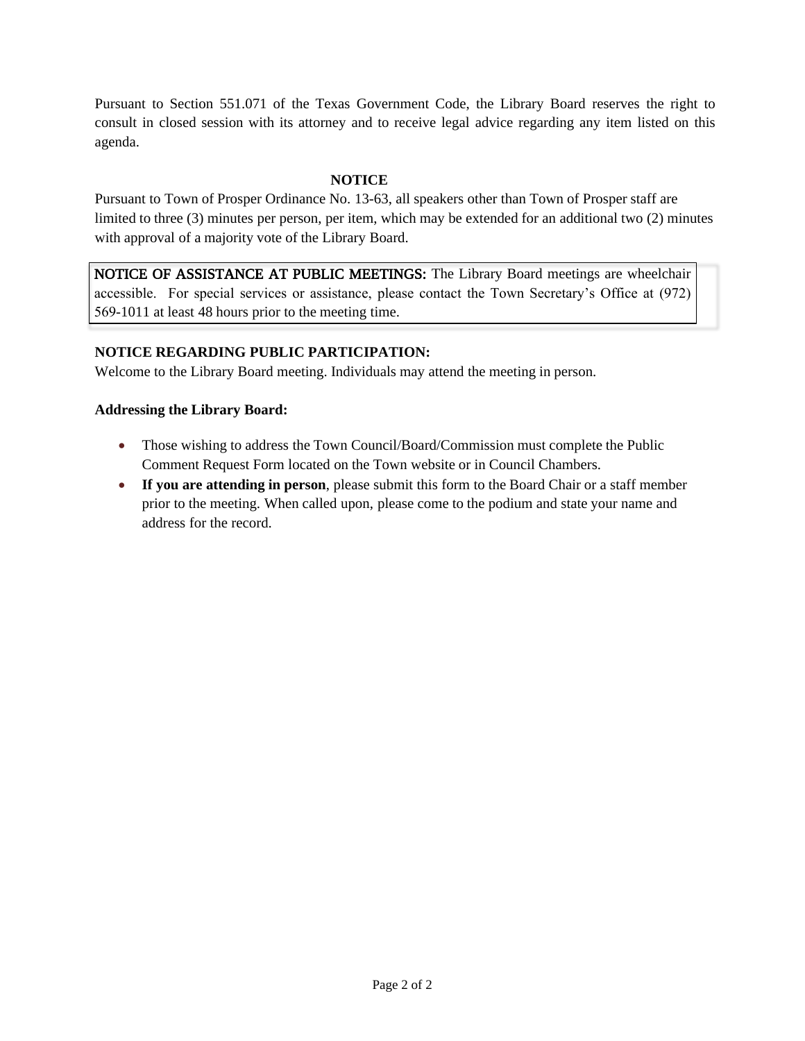Pursuant to Section 551.071 of the Texas Government Code, the Library Board reserves the right to consult in closed session with its attorney and to receive legal advice regarding any item listed on this agenda.

**NOTICE**

Pursuant to Town of Prosper Ordinance No. 13-63, all speakers other than Town of Prosper staff are limited to three (3) minutes per person, per item, which may be extended for an additional two (2) minutes with approval of a majority vote of the Library Board.

NOTICE OF ASSISTANCE AT PUBLIC MEETINGS: The Library Board meetings are wheelchair accessible. For special services or assistance, please contact the Town Secretary's Office at (972) 569-1011 at least 48 hours prior to the meeting time.

**NOTICE REGARDING PUBLIC PARTICIPATION:**

Welcome to the Library Board meeting. Individuals may attend the meeting in person.

**Addressing the Library Board:**

- Those wishing to address the Town Council/Board/Commission must complete the Public Comment Request Form located on the Town website or in Council Chambers.
- **If you are attending in person**, please submit this form to the Board Chair or a staff member prior to the meeting. When called upon, please come to the podium and state your name and address for the record.